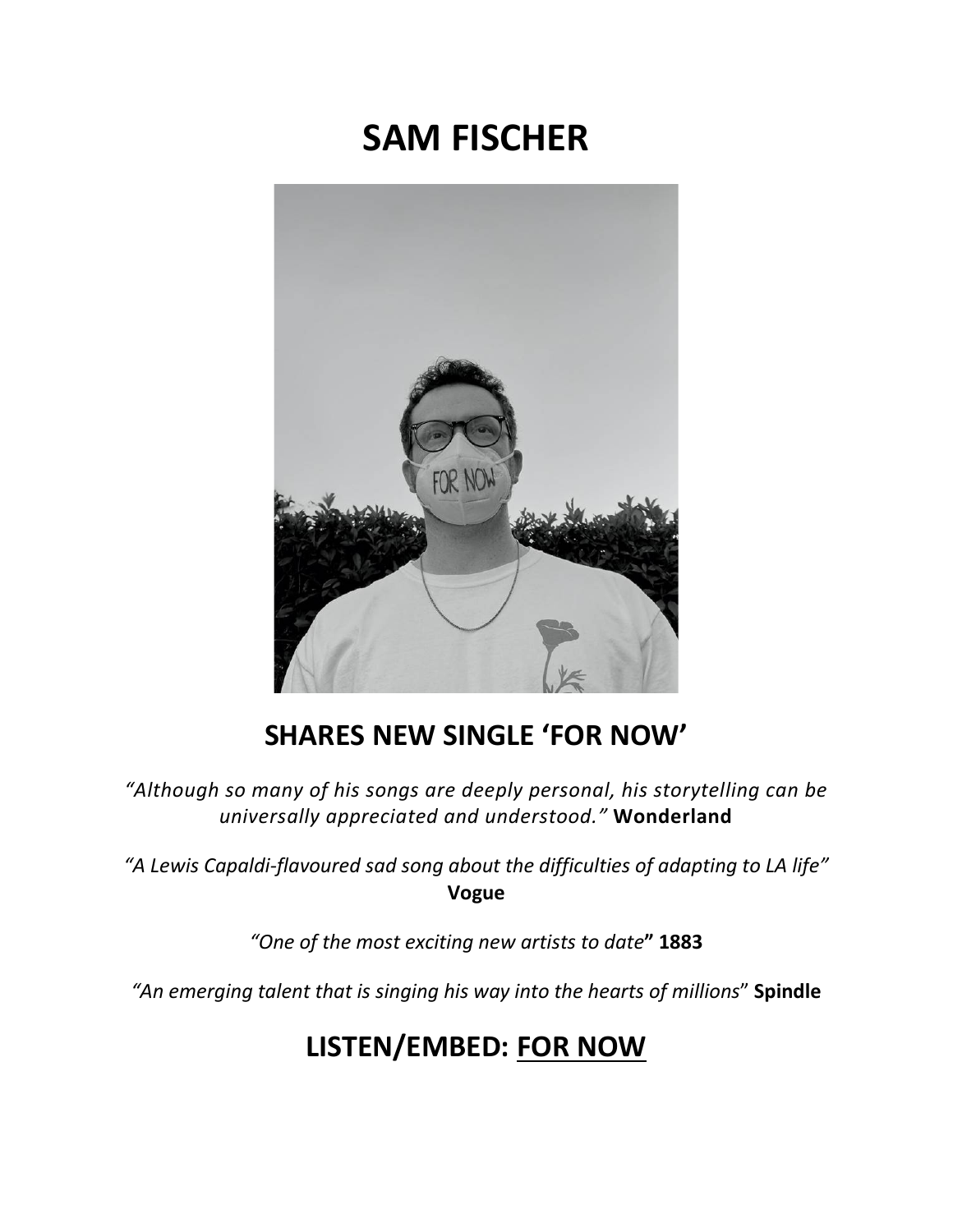# SAM FISCHER

## SHARES NEW SINGLE 'FOR NOW'

*"Although so many of his songs are deeply personal, his storytelling can be universally appreciated and understood."* **Wonderland**

*"A Lewis Capaldi-flavoured sad song about the difficulties of adapting to LA life"* **Vogue**

*"One of the most exciting new artists to date"* **1883**

*"An emerging talent that is singing his way into the hearts of millions"* **Spindle**

## LISTEN/EMBED: FOR NOW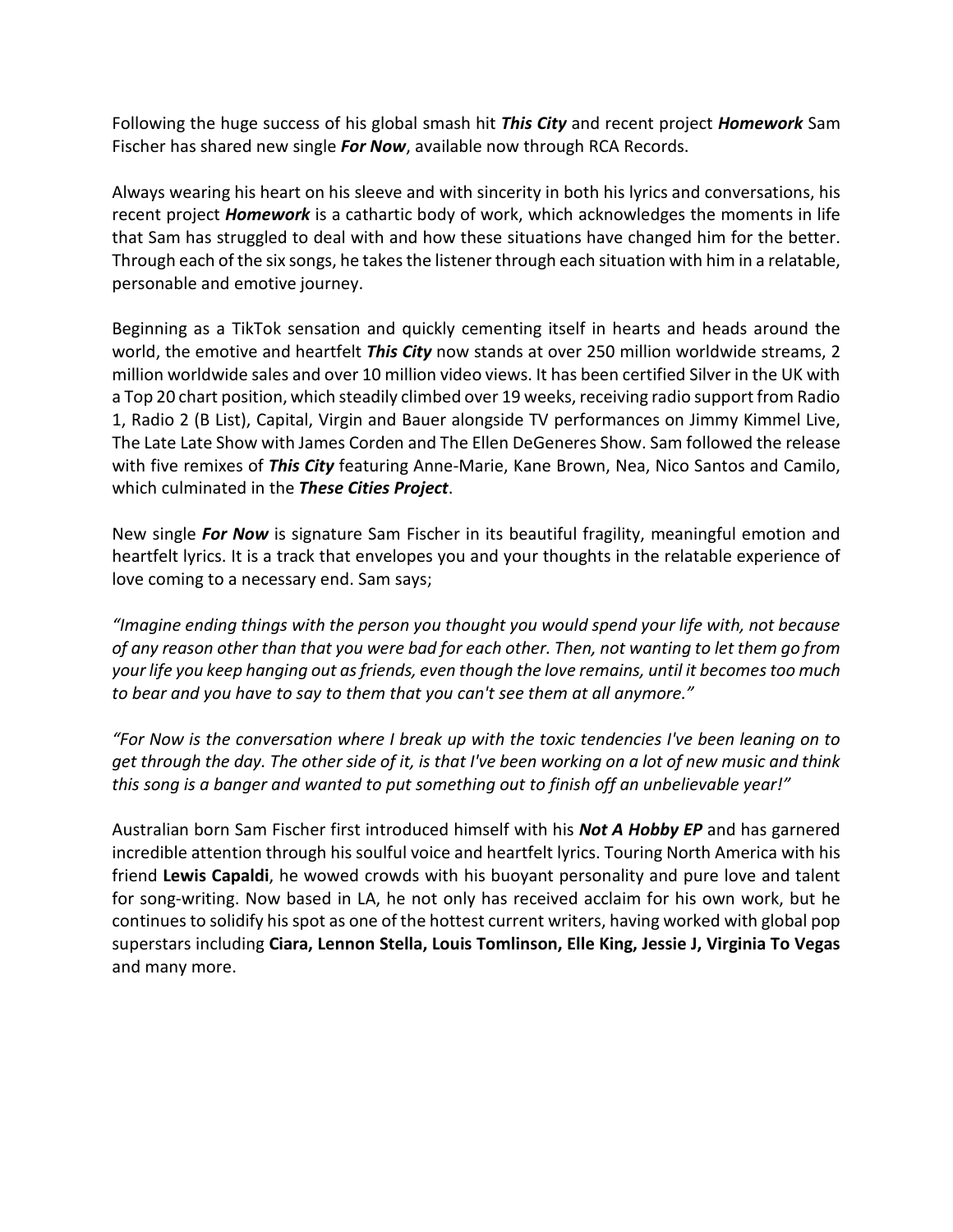Following the huge success of his global smash hit ***This City*** and recent project ***Homework*** Sam Fischer has shared new single ***For Now***, available now through RCA Records.

Always wearing his heart on his sleeve and with sincerity in both his lyrics and conversations, his recent project ***Homework*** is a cathartic body of work, which acknowledges the moments in life that Sam has struggled to deal with and how these situations have changed him for the better. Through each of the six songs, he takes the listener through each situation with him in a relatable, personable and emotive journey.

Beginning as a TikTok sensation and quickly cementing itself in hearts and heads around the world, the emotive and heartfelt ***This City*** now stands at over 250 million worldwide streams, 2 million worldwide sales and over 10 million video views. It has been certified Silver in the UK with a Top 20 chart position, which steadily climbed over 19 weeks, receiving radio support from Radio 1, Radio 2 (B List), Capital, Virgin and Bauer alongside TV performances on Jimmy Kimmel Live, The Late Late Show with James Corden and The Ellen DeGeneres Show. Sam followed the release with five remixes of ***This City*** featuring Anne-Marie, Kane Brown, Nea, Nico Santos and Camilo, which culminated in the ***These Cities Project***.

New single ***For Now*** is signature Sam Fischer in its beautiful fragility, meaningful emotion and heartfelt lyrics. It is a track that envelopes you and your thoughts in the relatable experience of love coming to a necessary end. Sam says;

*"Imagine ending things with the person you thought you would spend your life with, not because of any reason other than that you were bad for each other. Then, not wanting to let them go from your life you keep hanging out as friends, even though the love remains, until it becomes too much to bear and you have to say to them that you can't see them at all anymore."*

*"For Now is the conversation where I break up with the toxic tendencies I've been leaning on to get through the day. The other side of it, is that I've been working on a lot of new music and think this song is a banger and wanted to put something out to finish off an unbelievable year!"*

Australian born Sam Fischer first introduced himself with his ***Not A Hobby EP*** and has garnered incredible attention through his soulful voice and heartfelt lyrics. Touring North America with his friend **Lewis Capaldi**, he wowed crowds with his buoyant personality and pure love and talent for song-writing. Now based in LA, he not only has received acclaim for his own work, but he continues to solidify his spot as one of the hottest current writers, having worked with global pop superstars including **Ciara, Lennon Stella, Louis Tomlinson, Elle King, Jessie J, Virginia To Vegas** and many more.